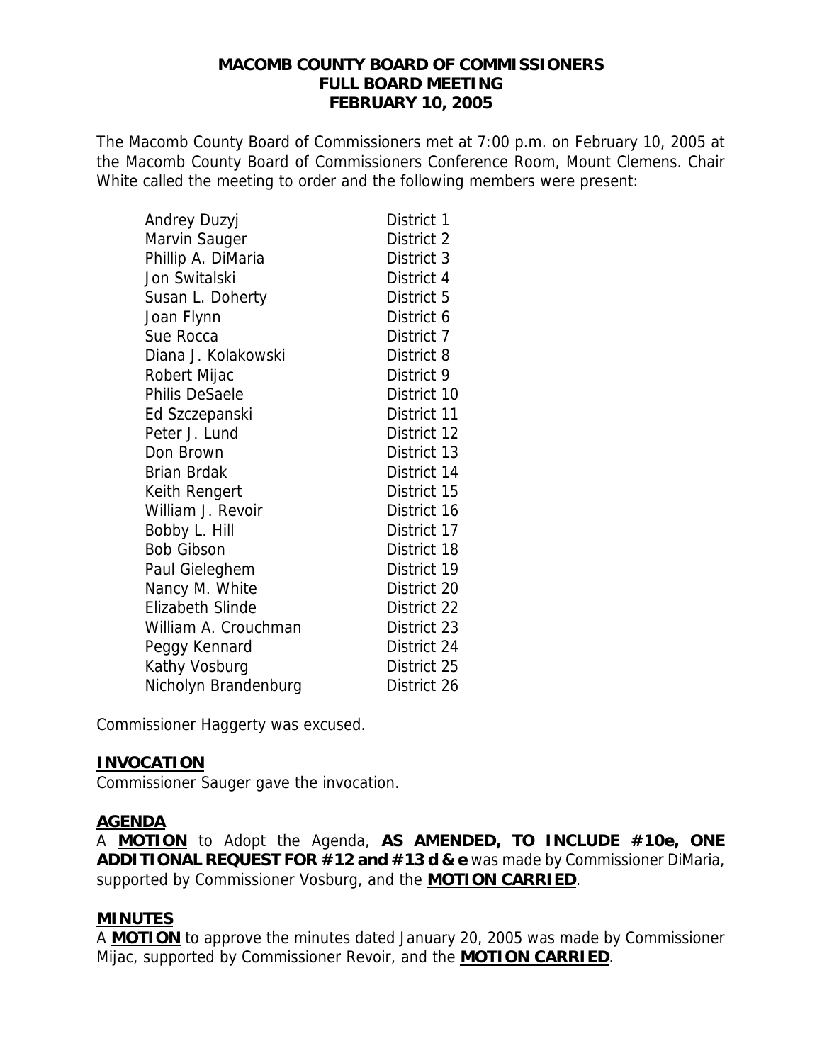# MACOMB COUNTY BOARD OF COMMISSIONERS
# FULL BOARD MEETING
# FEBRUARY 10, 2005

The Macomb County Board of Commissioners met at 7:00 p.m. on February 10, 2005 at the Macomb County Board of Commissioners Conference Room, Mount Clemens. Chair White called the meeting to order and the following members were present:

| | |
|---|---|
| Andrey Duzyj | District 1 |
| Marvin Sauger | District 2 |
| Phillip A. DiMaria | District 3 |
| Jon Switalski | District 4 |
| Susan L. Doherty | District 5 |
| Joan Flynn | District 6 |
| Sue Rocca | District 7 |
| Diana J. Kolakowski | District 8 |
| Robert Mijac | District 9 |
| Philis DeSaele | District 10 |
| Ed Szczepanski | District 11 |
| Peter J. Lund | District 12 |
| Don Brown | District 13 |
| Brian Brdak | District 14 |
| Keith Rengert | District 15 |
| William J. Revoir | District 16 |
| Bobby L. Hill | District 17 |
| Bob Gibson | District 18 |
| Paul Gieleghem | District 19 |
| Nancy M. White | District 20 |
| Elizabeth Slinde | District 22 |
| William A. Crouchman | District 23 |
| Peggy Kennard | District 24 |
| Kathy Vosburg | District 25 |
| Nicholyn Brandenburg | District 26 |

Commissioner Haggerty was excused.

## INVOCATION

Commissioner Sauger gave the invocation.

## AGENDA

A **MOTION** to Adopt the Agenda, **AS AMENDED, TO INCLUDE #10e, ONE ADDITIONAL REQUEST FOR #12 and #13 d & e** was made by Commissioner DiMaria, supported by Commissioner Vosburg, and the **MOTION CARRIED**.

## MINUTES

A **MOTION** to approve the minutes dated January 20, 2005 was made by Commissioner Mijac, supported by Commissioner Revoir, and the **MOTION CARRIED**.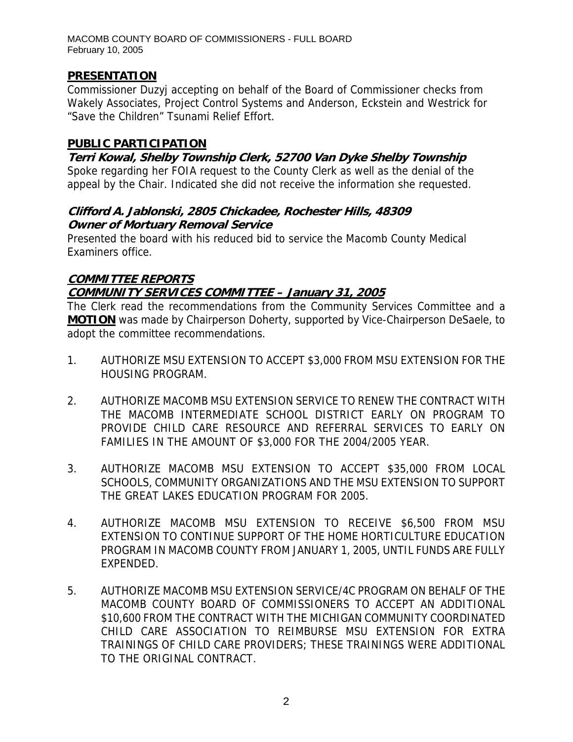## PRESENTATION

Commissioner Duzyj accepting on behalf of the Board of Commissioner checks from Wakely Associates, Project Control Systems and Anderson, Eckstein and Westrick for "Save the Children" Tsunami Relief Effort.

## PUBLIC PARTICIPATION

### *Terri Kowal, Shelby Township Clerk, 52700 Van Dyke Shelby Township*

Spoke regarding her FOIA request to the County Clerk as well as the denial of the appeal by the Chair. Indicated she did not receive the information she requested.

### *Clifford A. Jablonski, 2805 Chickadee, Rochester Hills, 48309*
### *Owner of Mortuary Removal Service*

Presented the board with his reduced bid to service the Macomb County Medical Examiners office.

## COMMITTEE REPORTS

### COMMUNITY SERVICES COMMITTEE – January 31, 2005

The Clerk read the recommendations from the Community Services Committee and a **MOTION** was made by Chairperson Doherty, supported by Vice-Chairperson DeSaele, to adopt the committee recommendations.

1. AUTHORIZE MSU EXTENSION TO ACCEPT $3,000 FROM MSU EXTENSION FOR THE HOUSING PROGRAM.

2. AUTHORIZE MACOMB MSU EXTENSION SERVICE TO RENEW THE CONTRACT WITH THE MACOMB INTERMEDIATE SCHOOL DISTRICT EARLY ON PROGRAM TO PROVIDE CHILD CARE RESOURCE AND REFERRAL SERVICES TO EARLY ON FAMILIES IN THE AMOUNT OF $3,000 FOR THE 2004/2005 YEAR.

3. AUTHORIZE MACOMB MSU EXTENSION TO ACCEPT $35,000 FROM LOCAL SCHOOLS, COMMUNITY ORGANIZATIONS AND THE MSU EXTENSION TO SUPPORT THE GREAT LAKES EDUCATION PROGRAM FOR 2005.

4. AUTHORIZE MACOMB MSU EXTENSION TO RECEIVE $6,500 FROM MSU EXTENSION TO CONTINUE SUPPORT OF THE HOME HORTICULTURE EDUCATION PROGRAM IN MACOMB COUNTY FROM JANUARY 1, 2005, UNTIL FUNDS ARE FULLY EXPENDED.

5. AUTHORIZE MACOMB MSU EXTENSION SERVICE/4C PROGRAM ON BEHALF OF THE MACOMB COUNTY BOARD OF COMMISSIONERS TO ACCEPT AN ADDITIONAL $10,600 FROM THE CONTRACT WITH THE MICHIGAN COMMUNITY COORDINATED CHILD CARE ASSOCIATION TO REIMBURSE MSU EXTENSION FOR EXTRA TRAININGS OF CHILD CARE PROVIDERS; THESE TRAININGS WERE ADDITIONAL TO THE ORIGINAL CONTRACT.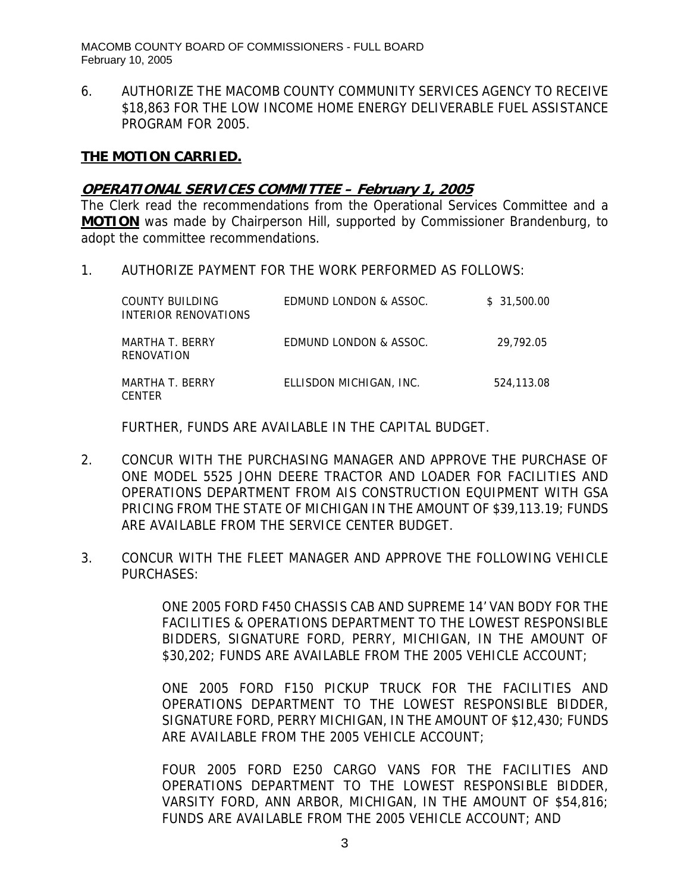6. AUTHORIZE THE MACOMB COUNTY COMMUNITY SERVICES AGENCY TO RECEIVE $18,863 FOR THE LOW INCOME HOME ENERGY DELIVERABLE FUEL ASSISTANCE PROGRAM FOR 2005.

**THE MOTION CARRIED.**

## ***OPERATIONAL SERVICES COMMITTEE – February 1, 2005***

The Clerk read the recommendations from the Operational Services Committee and a **MOTION** was made by Chairperson Hill, supported by Commissioner Brandenburg, to adopt the committee recommendations.

1. AUTHORIZE PAYMENT FOR THE WORK PERFORMED AS FOLLOWS:

| | | |
|---|---|---|
| COUNTY BUILDING INTERIOR RENOVATIONS | EDMUND LONDON & ASSOC. | $ 31,500.00 |
| MARTHA T. BERRY RENOVATION | EDMUND LONDON & ASSOC. | 29,792.05 |
| MARTHA T. BERRY CENTER | ELLISDON MICHIGAN, INC. | 524,113.08 |

FURTHER, FUNDS ARE AVAILABLE IN THE CAPITAL BUDGET.

2. CONCUR WITH THE PURCHASING MANAGER AND APPROVE THE PURCHASE OF ONE MODEL 5525 JOHN DEERE TRACTOR AND LOADER FOR FACILITIES AND OPERATIONS DEPARTMENT FROM AIS CONSTRUCTION EQUIPMENT WITH GSA PRICING FROM THE STATE OF MICHIGAN IN THE AMOUNT OF $39,113.19; FUNDS ARE AVAILABLE FROM THE SERVICE CENTER BUDGET.

3. CONCUR WITH THE FLEET MANAGER AND APPROVE THE FOLLOWING VEHICLE PURCHASES:

   ONE 2005 FORD F450 CHASSIS CAB AND SUPREME 14' VAN BODY FOR THE FACILITIES & OPERATIONS DEPARTMENT TO THE LOWEST RESPONSIBLE BIDDERS, SIGNATURE FORD, PERRY, MICHIGAN, IN THE AMOUNT OF $30,202; FUNDS ARE AVAILABLE FROM THE 2005 VEHICLE ACCOUNT;

   ONE 2005 FORD F150 PICKUP TRUCK FOR THE FACILITIES AND OPERATIONS DEPARTMENT TO THE LOWEST RESPONSIBLE BIDDER, SIGNATURE FORD, PERRY MICHIGAN, IN THE AMOUNT OF $12,430; FUNDS ARE AVAILABLE FROM THE 2005 VEHICLE ACCOUNT;

   FOUR 2005 FORD E250 CARGO VANS FOR THE FACILITIES AND OPERATIONS DEPARTMENT TO THE LOWEST RESPONSIBLE BIDDER, VARSITY FORD, ANN ARBOR, MICHIGAN, IN THE AMOUNT OF $54,816; FUNDS ARE AVAILABLE FROM THE 2005 VEHICLE ACCOUNT; AND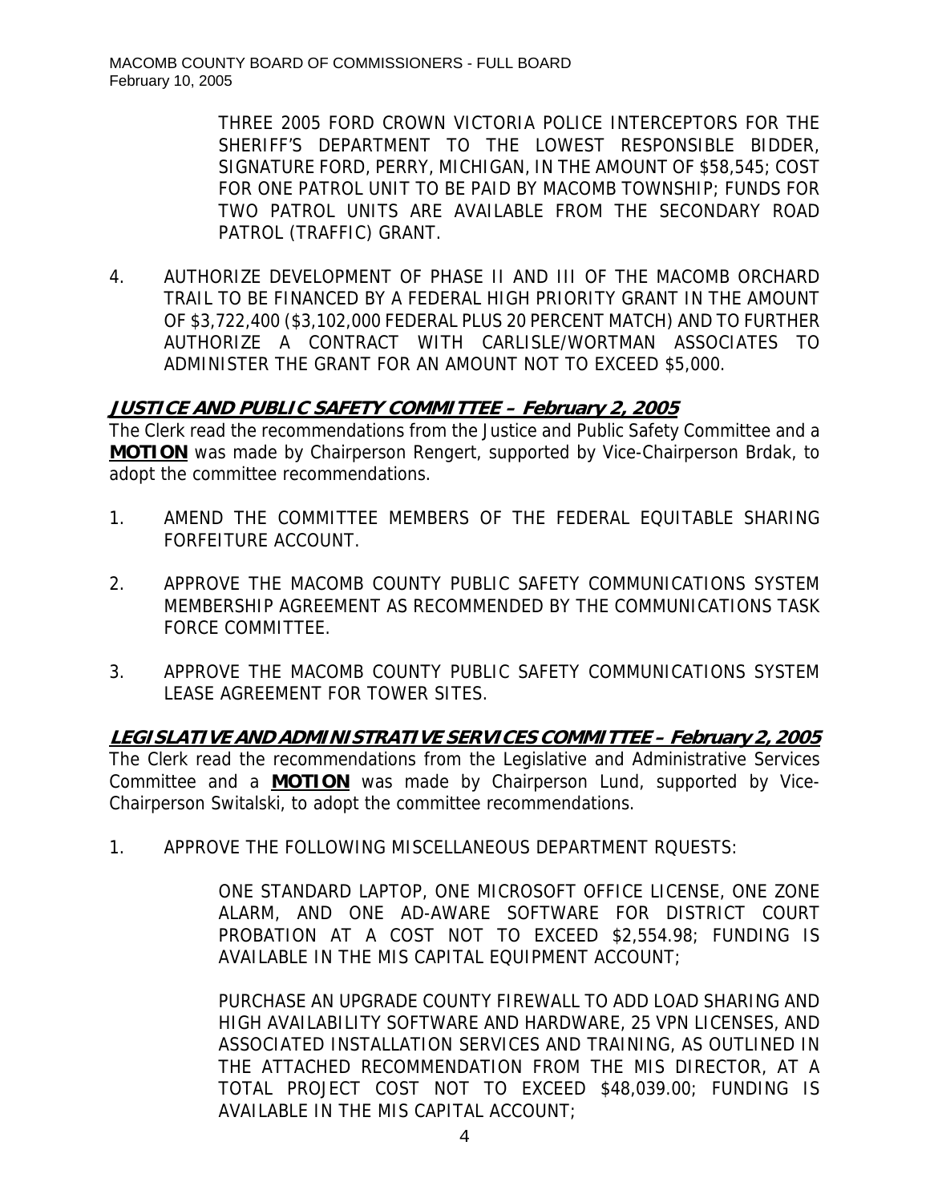THREE 2005 FORD CROWN VICTORIA POLICE INTERCEPTORS FOR THE SHERIFF'S DEPARTMENT TO THE LOWEST RESPONSIBLE BIDDER, SIGNATURE FORD, PERRY, MICHIGAN, IN THE AMOUNT OF $58,545; COST FOR ONE PATROL UNIT TO BE PAID BY MACOMB TOWNSHIP; FUNDS FOR TWO PATROL UNITS ARE AVAILABLE FROM THE SECONDARY ROAD PATROL (TRAFFIC) GRANT.

4. AUTHORIZE DEVELOPMENT OF PHASE II AND III OF THE MACOMB ORCHARD TRAIL TO BE FINANCED BY A FEDERAL HIGH PRIORITY GRANT IN THE AMOUNT OF $3,722,400 ($3,102,000 FEDERAL PLUS 20 PERCENT MATCH) AND TO FURTHER AUTHORIZE A CONTRACT WITH CARLISLE/WORTMAN ASSOCIATES TO ADMINISTER THE GRANT FOR AN AMOUNT NOT TO EXCEED $5,000.

## ***JUSTICE AND PUBLIC SAFETY COMMITTEE – February 2, 2005***

The Clerk read the recommendations from the Justice and Public Safety Committee and a **MOTION** was made by Chairperson Rengert, supported by Vice-Chairperson Brdak, to adopt the committee recommendations.

1. AMEND THE COMMITTEE MEMBERS OF THE FEDERAL EQUITABLE SHARING FORFEITURE ACCOUNT.

2. APPROVE THE MACOMB COUNTY PUBLIC SAFETY COMMUNICATIONS SYSTEM MEMBERSHIP AGREEMENT AS RECOMMENDED BY THE COMMUNICATIONS TASK FORCE COMMITTEE.

3. APPROVE THE MACOMB COUNTY PUBLIC SAFETY COMMUNICATIONS SYSTEM LEASE AGREEMENT FOR TOWER SITES.

## ***LEGISLATIVE AND ADMINISTRATIVE SERVICES COMMITTEE – February 2, 2005***

The Clerk read the recommendations from the Legislative and Administrative Services Committee and a **MOTION** was made by Chairperson Lund, supported by Vice-Chairperson Switalski, to adopt the committee recommendations.

1. APPROVE THE FOLLOWING MISCELLANEOUS DEPARTMENT RQUESTS:

   ONE STANDARD LAPTOP, ONE MICROSOFT OFFICE LICENSE, ONE ZONE ALARM, AND ONE AD-AWARE SOFTWARE FOR DISTRICT COURT PROBATION AT A COST NOT TO EXCEED $2,554.98; FUNDING IS AVAILABLE IN THE MIS CAPITAL EQUIPMENT ACCOUNT;

   PURCHASE AN UPGRADE COUNTY FIREWALL TO ADD LOAD SHARING AND HIGH AVAILABILITY SOFTWARE AND HARDWARE, 25 VPN LICENSES, AND ASSOCIATED INSTALLATION SERVICES AND TRAINING, AS OUTLINED IN THE ATTACHED RECOMMENDATION FROM THE MIS DIRECTOR, AT A TOTAL PROJECT COST NOT TO EXCEED $48,039.00; FUNDING IS AVAILABLE IN THE MIS CAPITAL ACCOUNT;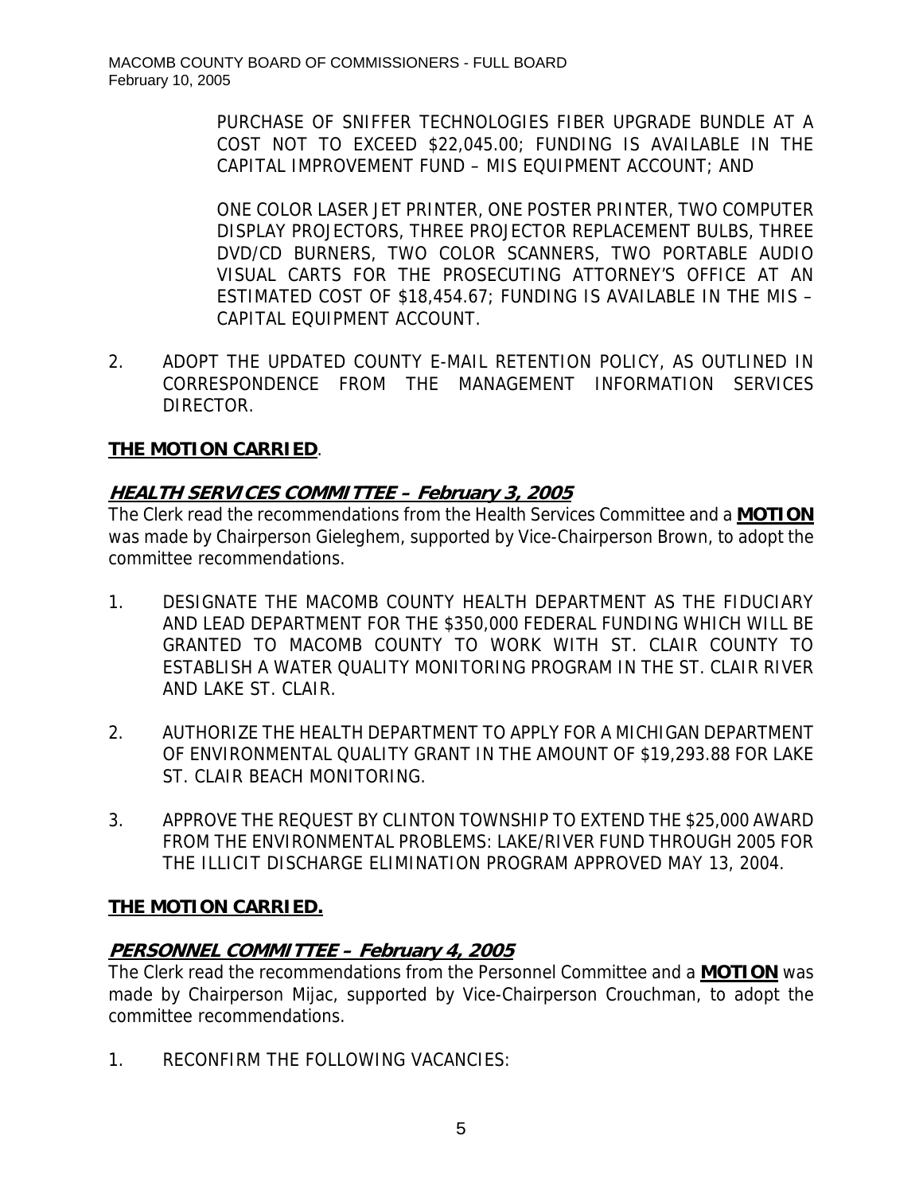PURCHASE OF SNIFFER TECHNOLOGIES FIBER UPGRADE BUNDLE AT A COST NOT TO EXCEED $22,045.00; FUNDING IS AVAILABLE IN THE CAPITAL IMPROVEMENT FUND – MIS EQUIPMENT ACCOUNT; AND

ONE COLOR LASER JET PRINTER, ONE POSTER PRINTER, TWO COMPUTER DISPLAY PROJECTORS, THREE PROJECTOR REPLACEMENT BULBS, THREE DVD/CD BURNERS, TWO COLOR SCANNERS, TWO PORTABLE AUDIO VISUAL CARTS FOR THE PROSECUTING ATTORNEY'S OFFICE AT AN ESTIMATED COST OF $18,454.67; FUNDING IS AVAILABLE IN THE MIS – CAPITAL EQUIPMENT ACCOUNT.

2. ADOPT THE UPDATED COUNTY E-MAIL RETENTION POLICY, AS OUTLINED IN CORRESPONDENCE FROM THE MANAGEMENT INFORMATION SERVICES DIRECTOR.

**THE MOTION CARRIED**.

## *HEALTH SERVICES COMMITTEE – February 3, 2005*

The Clerk read the recommendations from the Health Services Committee and a **MOTION** was made by Chairperson Gieleghem, supported by Vice-Chairperson Brown, to adopt the committee recommendations.

1. DESIGNATE THE MACOMB COUNTY HEALTH DEPARTMENT AS THE FIDUCIARY AND LEAD DEPARTMENT FOR THE $350,000 FEDERAL FUNDING WHICH WILL BE GRANTED TO MACOMB COUNTY TO WORK WITH ST. CLAIR COUNTY TO ESTABLISH A WATER QUALITY MONITORING PROGRAM IN THE ST. CLAIR RIVER AND LAKE ST. CLAIR.

2. AUTHORIZE THE HEALTH DEPARTMENT TO APPLY FOR A MICHIGAN DEPARTMENT OF ENVIRONMENTAL QUALITY GRANT IN THE AMOUNT OF $19,293.88 FOR LAKE ST. CLAIR BEACH MONITORING.

3. APPROVE THE REQUEST BY CLINTON TOWNSHIP TO EXTEND THE $25,000 AWARD FROM THE ENVIRONMENTAL PROBLEMS: LAKE/RIVER FUND THROUGH 2005 FOR THE ILLICIT DISCHARGE ELIMINATION PROGRAM APPROVED MAY 13, 2004.

**THE MOTION CARRIED.**

## *PERSONNEL COMMITTEE – February 4, 2005*

The Clerk read the recommendations from the Personnel Committee and a **MOTION** was made by Chairperson Mijac, supported by Vice-Chairperson Crouchman, to adopt the committee recommendations.

1. RECONFIRM THE FOLLOWING VACANCIES: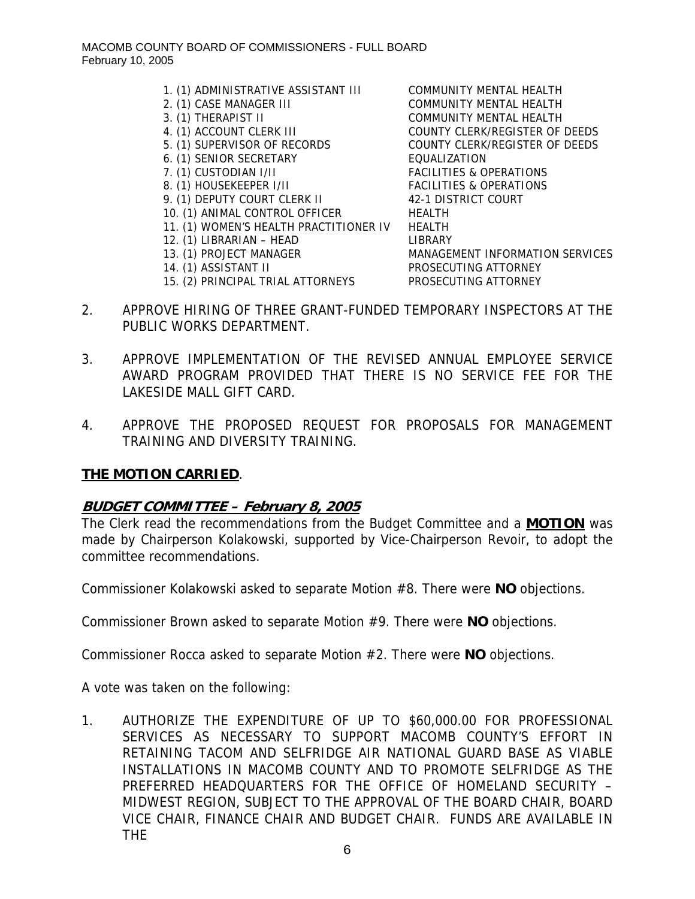| | |
|---|---|
| 1. (1) ADMINISTRATIVE ASSISTANT III | COMMUNITY MENTAL HEALTH |
| 2. (1) CASE MANAGER III | COMMUNITY MENTAL HEALTH |
| 3. (1) THERAPIST II | COMMUNITY MENTAL HEALTH |
| 4. (1) ACCOUNT CLERK III | COUNTY CLERK/REGISTER OF DEEDS |
| 5. (1) SUPERVISOR OF RECORDS | COUNTY CLERK/REGISTER OF DEEDS |
| 6. (1) SENIOR SECRETARY | EQUALIZATION |
| 7. (1) CUSTODIAN I/II | FACILITIES & OPERATIONS |
| 8. (1) HOUSEKEEPER I/II | FACILITIES & OPERATIONS |
| 9. (1) DEPUTY COURT CLERK II | 42-1 DISTRICT COURT |
| 10. (1) ANIMAL CONTROL OFFICER | HEALTH |
| 11. (1) WOMEN'S HEALTH PRACTITIONER IV | HEALTH |
| 12. (1) LIBRARIAN – HEAD | LIBRARY |
| 13. (1) PROJECT MANAGER | MANAGEMENT INFORMATION SERVICES |
| 14. (1) ASSISTANT II | PROSECUTING ATTORNEY |
| 15. (2) PRINCIPAL TRIAL ATTORNEYS | PROSECUTING ATTORNEY |

2. APPROVE HIRING OF THREE GRANT-FUNDED TEMPORARY INSPECTORS AT THE PUBLIC WORKS DEPARTMENT.

3. APPROVE IMPLEMENTATION OF THE REVISED ANNUAL EMPLOYEE SERVICE AWARD PROGRAM PROVIDED THAT THERE IS NO SERVICE FEE FOR THE LAKESIDE MALL GIFT CARD.

4. APPROVE THE PROPOSED REQUEST FOR PROPOSALS FOR MANAGEMENT TRAINING AND DIVERSITY TRAINING.

**THE MOTION CARRIED**.

## ***BUDGET COMMITTEE – February 8, 2005***

The Clerk read the recommendations from the Budget Committee and a **MOTION** was made by Chairperson Kolakowski, supported by Vice-Chairperson Revoir, to adopt the committee recommendations.

Commissioner Kolakowski asked to separate Motion #8. There were **NO** objections.

Commissioner Brown asked to separate Motion #9. There were **NO** objections.

Commissioner Rocca asked to separate Motion #2. There were **NO** objections.

A vote was taken on the following:

1. AUTHORIZE THE EXPENDITURE OF UP TO $60,000.00 FOR PROFESSIONAL SERVICES AS NECESSARY TO SUPPORT MACOMB COUNTY'S EFFORT IN RETAINING TACOM AND SELFRIDGE AIR NATIONAL GUARD BASE AS VIABLE INSTALLATIONS IN MACOMB COUNTY AND TO PROMOTE SELFRIDGE AS THE PREFERRED HEADQUARTERS FOR THE OFFICE OF HOMELAND SECURITY – MIDWEST REGION, SUBJECT TO THE APPROVAL OF THE BOARD CHAIR, BOARD VICE CHAIR, FINANCE CHAIR AND BUDGET CHAIR. FUNDS ARE AVAILABLE IN THE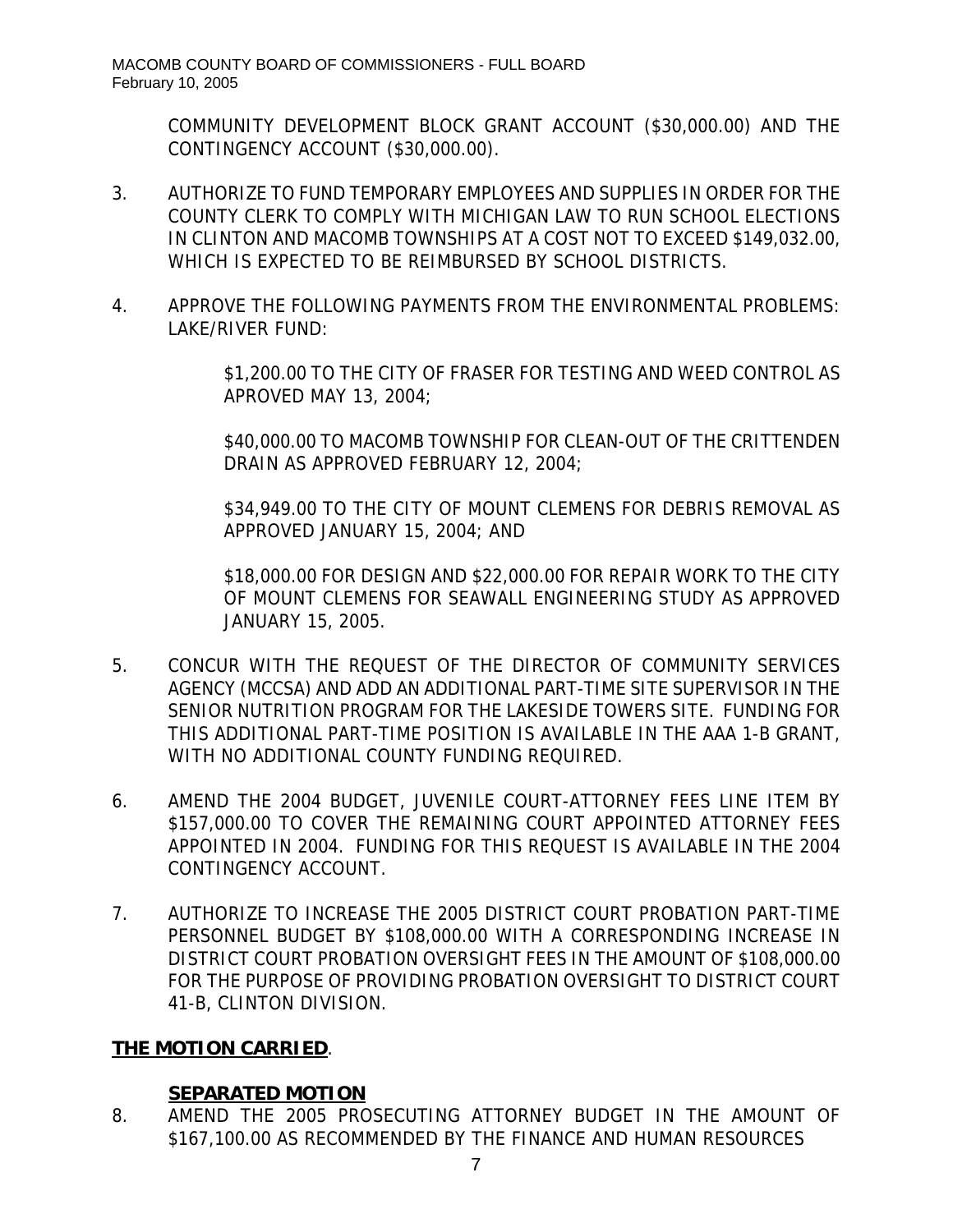COMMUNITY DEVELOPMENT BLOCK GRANT ACCOUNT ($30,000.00) AND THE CONTINGENCY ACCOUNT ($30,000.00).

3. AUTHORIZE TO FUND TEMPORARY EMPLOYEES AND SUPPLIES IN ORDER FOR THE COUNTY CLERK TO COMPLY WITH MICHIGAN LAW TO RUN SCHOOL ELECTIONS IN CLINTON AND MACOMB TOWNSHIPS AT A COST NOT TO EXCEED $149,032.00, WHICH IS EXPECTED TO BE REIMBURSED BY SCHOOL DISTRICTS.

4. APPROVE THE FOLLOWING PAYMENTS FROM THE ENVIRONMENTAL PROBLEMS: LAKE/RIVER FUND:

   $1,200.00 TO THE CITY OF FRASER FOR TESTING AND WEED CONTROL AS APROVED MAY 13, 2004;

   $40,000.00 TO MACOMB TOWNSHIP FOR CLEAN-OUT OF THE CRITTENDEN DRAIN AS APPROVED FEBRUARY 12, 2004;

   $34,949.00 TO THE CITY OF MOUNT CLEMENS FOR DEBRIS REMOVAL AS APPROVED JANUARY 15, 2004; AND

   $18,000.00 FOR DESIGN AND $22,000.00 FOR REPAIR WORK TO THE CITY OF MOUNT CLEMENS FOR SEAWALL ENGINEERING STUDY AS APPROVED JANUARY 15, 2005.

5. CONCUR WITH THE REQUEST OF THE DIRECTOR OF COMMUNITY SERVICES AGENCY (MCCSA) AND ADD AN ADDITIONAL PART-TIME SITE SUPERVISOR IN THE SENIOR NUTRITION PROGRAM FOR THE LAKESIDE TOWERS SITE. FUNDING FOR THIS ADDITIONAL PART-TIME POSITION IS AVAILABLE IN THE AAA 1-B GRANT, WITH NO ADDITIONAL COUNTY FUNDING REQUIRED.

6. AMEND THE 2004 BUDGET, JUVENILE COURT-ATTORNEY FEES LINE ITEM BY $157,000.00 TO COVER THE REMAINING COURT APPOINTED ATTORNEY FEES APPOINTED IN 2004. FUNDING FOR THIS REQUEST IS AVAILABLE IN THE 2004 CONTINGENCY ACCOUNT.

7. AUTHORIZE TO INCREASE THE 2005 DISTRICT COURT PROBATION PART-TIME PERSONNEL BUDGET BY $108,000.00 WITH A CORRESPONDING INCREASE IN DISTRICT COURT PROBATION OVERSIGHT FEES IN THE AMOUNT OF $108,000.00 FOR THE PURPOSE OF PROVIDING PROBATION OVERSIGHT TO DISTRICT COURT 41-B, CLINTON DIVISION.

**THE MOTION CARRIED**.

**SEPARATED MOTION**

8. AMEND THE 2005 PROSECUTING ATTORNEY BUDGET IN THE AMOUNT OF $167,100.00 AS RECOMMENDED BY THE FINANCE AND HUMAN RESOURCES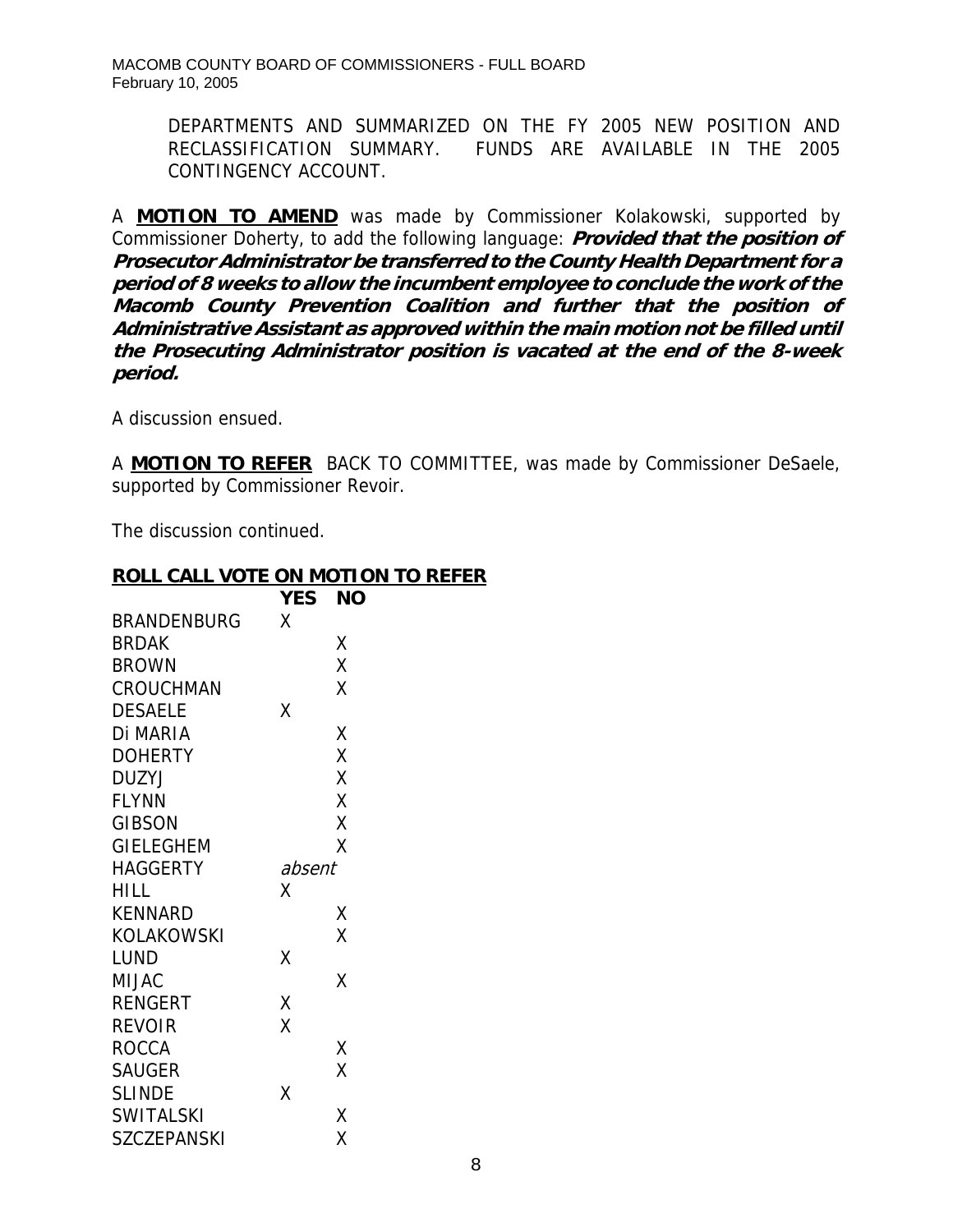DEPARTMENTS AND SUMMARIZED ON THE FY 2005 NEW POSITION AND RECLASSIFICATION SUMMARY. FUNDS ARE AVAILABLE IN THE 2005 CONTINGENCY ACCOUNT.

A **MOTION TO AMEND** was made by Commissioner Kolakowski, supported by Commissioner Doherty, to add the following language: ***Provided that the position of Prosecutor Administrator be transferred to the County Health Department for a period of 8 weeks to allow the incumbent employee to conclude the work of the Macomb County Prevention Coalition and further that the position of Administrative Assistant as approved within the main motion not be filled until the Prosecuting Administrator position is vacated at the end of the 8-week period.***

A discussion ensued.

A **MOTION TO REFER** BACK TO COMMITTEE, was made by Commissioner DeSaele, supported by Commissioner Revoir.

The discussion continued.

**ROLL CALL VOTE ON MOTION TO REFER**

| | YES | NO |
|---|---|---|
| BRANDENBURG | X | |
| BRDAK | | X |
| BROWN | | X |
| CROUCHMAN | | X |
| DESAELE | X | |
| Di MARIA | | X |
| DOHERTY | | X |
| DUZYJ | | X |
| FLYNN | | X |
| GIBSON | | X |
| GIELEGHEM | | X |
| HAGGERTY | *absent* | |
| HILL | X | |
| KENNARD | | X |
| KOLAKOWSKI | | X |
| LUND | X | |
| MIJAC | | X |
| RENGERT | X | |
| REVOIR | X | |
| ROCCA | | X |
| SAUGER | | X |
| SLINDE | X | |
| SWITALSKI | | X |
| SZCZEPANSKI | | X |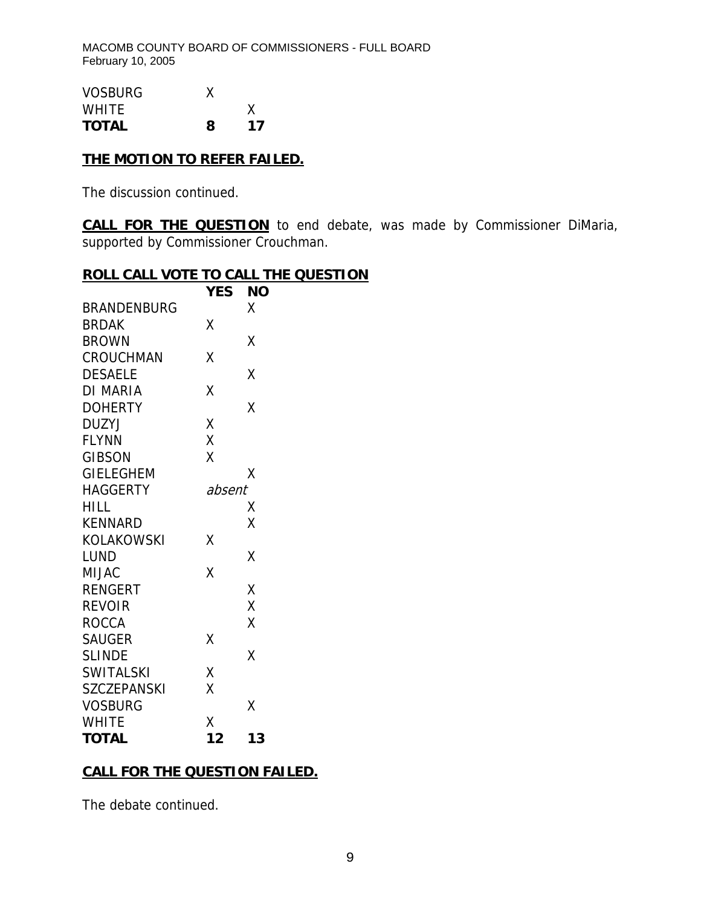| | | |
|---|---|---|
| VOSBURG | X | |
| WHITE | | X |
| **TOTAL** | **8** | **17** |

**THE MOTION TO REFER FAILED.**

The discussion continued.

**CALL FOR THE QUESTION** to end debate, was made by Commissioner DiMaria, supported by Commissioner Crouchman.

**ROLL CALL VOTE TO CALL THE QUESTION**

| | YES | NO |
|---|---|---|
| BRANDENBURG | | X |
| BRDAK | X | |
| BROWN | | X |
| CROUCHMAN | X | |
| DESAELE | | X |
| DI MARIA | X | |
| DOHERTY | | X |
| DUZYJ | X | |
| FLYNN | X | |
| GIBSON | X | |
| GIELEGHEM | | X |
| HAGGERTY | *absent* | |
| HILL | | X |
| KENNARD | | X |
| KOLAKOWSKI | X | |
| LUND | | X |
| MIJAC | X | |
| RENGERT | | X |
| REVOIR | | X |
| ROCCA | | X |
| SAUGER | X | |
| SLINDE | | X |
| SWITALSKI | X | |
| SZCZEPANSKI | X | |
| VOSBURG | | X |
| WHITE | X | |
| **TOTAL** | **12** | **13** |

**CALL FOR THE QUESTION FAILED.**

The debate continued.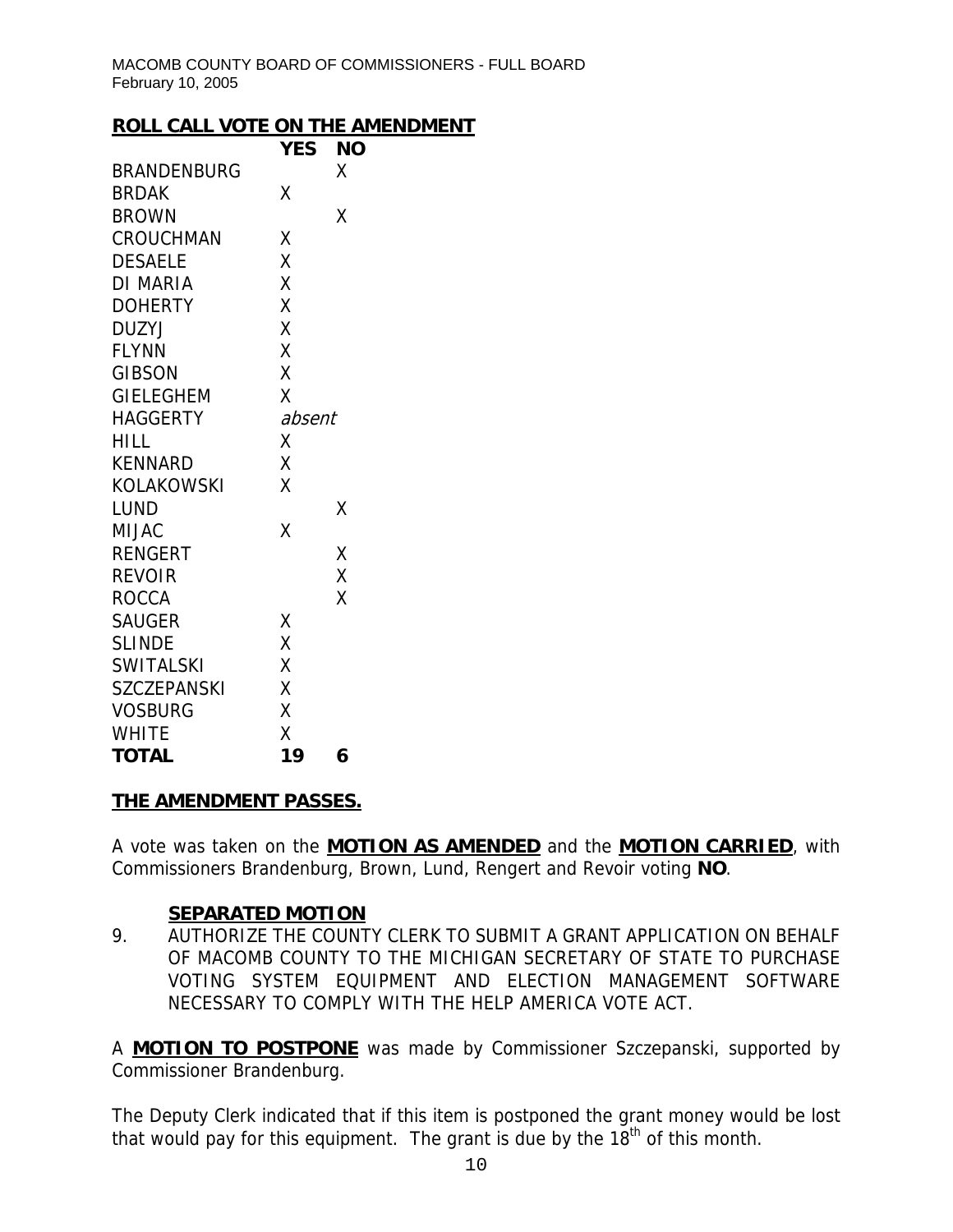## ROLL CALL VOTE ON THE AMENDMENT

| | YES | NO |
|---|---|---|
| BRANDENBURG | | X |
| BRDAK | X | |
| BROWN | | X |
| CROUCHMAN | X | |
| DESAELE | X | |
| DI MARIA | X | |
| DOHERTY | X | |
| DUZYJ | X | |
| FLYNN | X | |
| GIBSON | X | |
| GIELEGHEM | X | |
| HAGGERTY | *absent* | |
| HILL | X | |
| KENNARD | X | |
| KOLAKOWSKI | X | |
| LUND | | X |
| MIJAC | X | |
| RENGERT | | X |
| REVOIR | | X |
| ROCCA | | X |
| SAUGER | X | |
| SLINDE | X | |
| SWITALSKI | X | |
| SZCZEPANSKI | X | |
| VOSBURG | X | |
| WHITE | X | |
| **TOTAL** | **19** | **6** |

**THE AMENDMENT PASSES.**

A vote was taken on the **MOTION AS AMENDED** and the **MOTION CARRIED**, with Commissioners Brandenburg, Brown, Lund, Rengert and Revoir voting **NO**.

**SEPARATED MOTION**

9. AUTHORIZE THE COUNTY CLERK TO SUBMIT A GRANT APPLICATION ON BEHALF OF MACOMB COUNTY TO THE MICHIGAN SECRETARY OF STATE TO PURCHASE VOTING SYSTEM EQUIPMENT AND ELECTION MANAGEMENT SOFTWARE NECESSARY TO COMPLY WITH THE HELP AMERICA VOTE ACT.

A **MOTION TO POSTPONE** was made by Commissioner Szczepanski, supported by Commissioner Brandenburg.

The Deputy Clerk indicated that if this item is postponed the grant money would be lost that would pay for this equipment. The grant is due by the 18th of this month.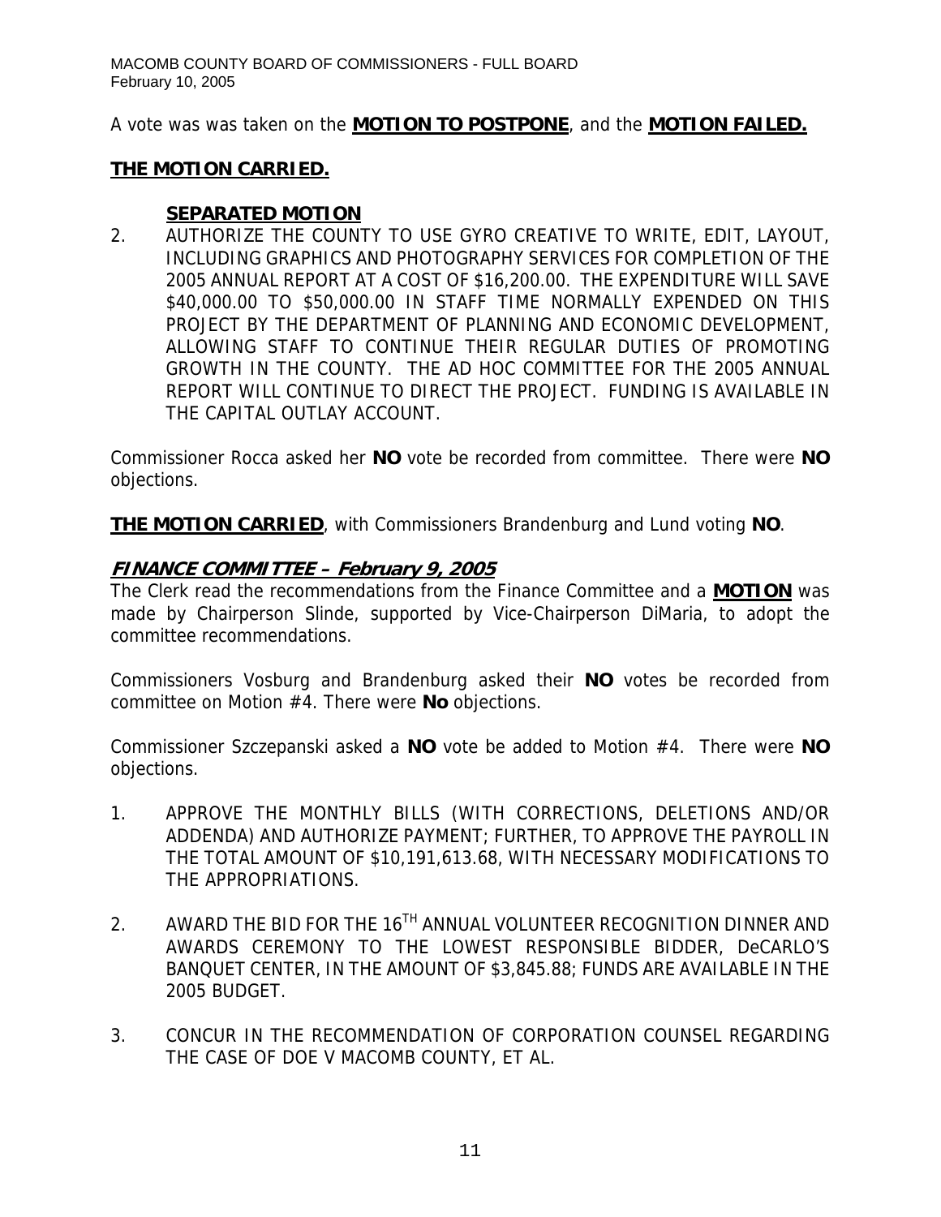A vote was was taken on the **MOTION TO POSTPONE**, and the **MOTION FAILED.**

**THE MOTION CARRIED.**

**SEPARATED MOTION**

2. AUTHORIZE THE COUNTY TO USE GYRO CREATIVE TO WRITE, EDIT, LAYOUT, INCLUDING GRAPHICS AND PHOTOGRAPHY SERVICES FOR COMPLETION OF THE 2005 ANNUAL REPORT AT A COST OF $16,200.00. THE EXPENDITURE WILL SAVE $40,000.00 TO $50,000.00 IN STAFF TIME NORMALLY EXPENDED ON THIS PROJECT BY THE DEPARTMENT OF PLANNING AND ECONOMIC DEVELOPMENT, ALLOWING STAFF TO CONTINUE THEIR REGULAR DUTIES OF PROMOTING GROWTH IN THE COUNTY. THE AD HOC COMMITTEE FOR THE 2005 ANNUAL REPORT WILL CONTINUE TO DIRECT THE PROJECT. FUNDING IS AVAILABLE IN THE CAPITAL OUTLAY ACCOUNT.

Commissioner Rocca asked her **NO** vote be recorded from committee. There were **NO** objections.

**THE MOTION CARRIED**, with Commissioners Brandenburg and Lund voting **NO**.

## *FINANCE COMMITTEE – February 9, 2005*

The Clerk read the recommendations from the Finance Committee and a **MOTION** was made by Chairperson Slinde, supported by Vice-Chairperson DiMaria, to adopt the committee recommendations.

Commissioners Vosburg and Brandenburg asked their **NO** votes be recorded from committee on Motion #4. There were **No** objections.

Commissioner Szczepanski asked a **NO** vote be added to Motion #4. There were **NO** objections.

1. APPROVE THE MONTHLY BILLS (WITH CORRECTIONS, DELETIONS AND/OR ADDENDA) AND AUTHORIZE PAYMENT; FURTHER, TO APPROVE THE PAYROLL IN THE TOTAL AMOUNT OF $10,191,613.68, WITH NECESSARY MODIFICATIONS TO THE APPROPRIATIONS.

2. AWARD THE BID FOR THE 16TH ANNUAL VOLUNTEER RECOGNITION DINNER AND AWARDS CEREMONY TO THE LOWEST RESPONSIBLE BIDDER, DeCARLO'S BANQUET CENTER, IN THE AMOUNT OF $3,845.88; FUNDS ARE AVAILABLE IN THE 2005 BUDGET.

3. CONCUR IN THE RECOMMENDATION OF CORPORATION COUNSEL REGARDING THE CASE OF DOE V MACOMB COUNTY, ET AL.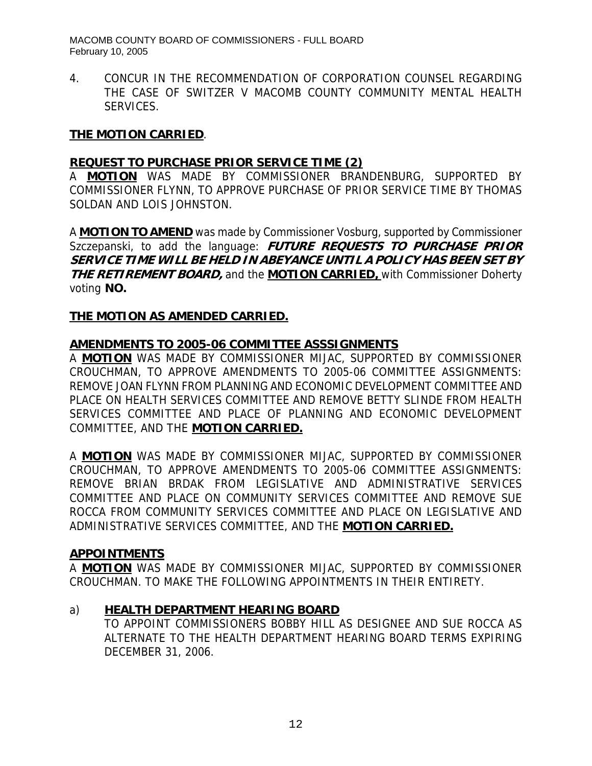4. CONCUR IN THE RECOMMENDATION OF CORPORATION COUNSEL REGARDING THE CASE OF SWITZER V MACOMB COUNTY COMMUNITY MENTAL HEALTH SERVICES.

**THE MOTION CARRIED**.

**REQUEST TO PURCHASE PRIOR SERVICE TIME (2)**

A **MOTION** WAS MADE BY COMMISSIONER BRANDENBURG, SUPPORTED BY COMMISSIONER FLYNN, TO APPROVE PURCHASE OF PRIOR SERVICE TIME BY THOMAS SOLDAN AND LOIS JOHNSTON.

A **MOTION TO AMEND** was made by Commissioner Vosburg, supported by Commissioner Szczepanski, to add the language: ***FUTURE REQUESTS TO PURCHASE PRIOR SERVICE TIME WILL BE HELD IN ABEYANCE UNTIL A POLICY HAS BEEN SET BY THE RETIREMENT BOARD,*** and the **MOTION CARRIED,** with Commissioner Doherty voting **NO.**

**THE MOTION AS AMENDED CARRIED.**

**AMENDMENTS TO 2005-06 COMMITTEE ASSSIGNMENTS**

A **MOTION** WAS MADE BY COMMISSIONER MIJAC, SUPPORTED BY COMMISSIONER CROUCHMAN, TO APPROVE AMENDMENTS TO 2005-06 COMMITTEE ASSIGNMENTS: REMOVE JOAN FLYNN FROM PLANNING AND ECONOMIC DEVELOPMENT COMMITTEE AND PLACE ON HEALTH SERVICES COMMITTEE AND REMOVE BETTY SLINDE FROM HEALTH SERVICES COMMITTEE AND PLACE OF PLANNING AND ECONOMIC DEVELOPMENT COMMITTEE, AND THE **MOTION CARRIED.**

A **MOTION** WAS MADE BY COMMISSIONER MIJAC, SUPPORTED BY COMMISSIONER CROUCHMAN, TO APPROVE AMENDMENTS TO 2005-06 COMMITTEE ASSIGNMENTS: REMOVE BRIAN BRDAK FROM LEGISLATIVE AND ADMINISTRATIVE SERVICES COMMITTEE AND PLACE ON COMMUNITY SERVICES COMMITTEE AND REMOVE SUE ROCCA FROM COMMUNITY SERVICES COMMITTEE AND PLACE ON LEGISLATIVE AND ADMINISTRATIVE SERVICES COMMITTEE, AND THE **MOTION CARRIED.**

**APPOINTMENTS**

A **MOTION** WAS MADE BY COMMISSIONER MIJAC, SUPPORTED BY COMMISSIONER CROUCHMAN. TO MAKE THE FOLLOWING APPOINTMENTS IN THEIR ENTIRETY.

a) **HEALTH DEPARTMENT HEARING BOARD**

TO APPOINT COMMISSIONERS BOBBY HILL AS DESIGNEE AND SUE ROCCA AS ALTERNATE TO THE HEALTH DEPARTMENT HEARING BOARD TERMS EXPIRING DECEMBER 31, 2006.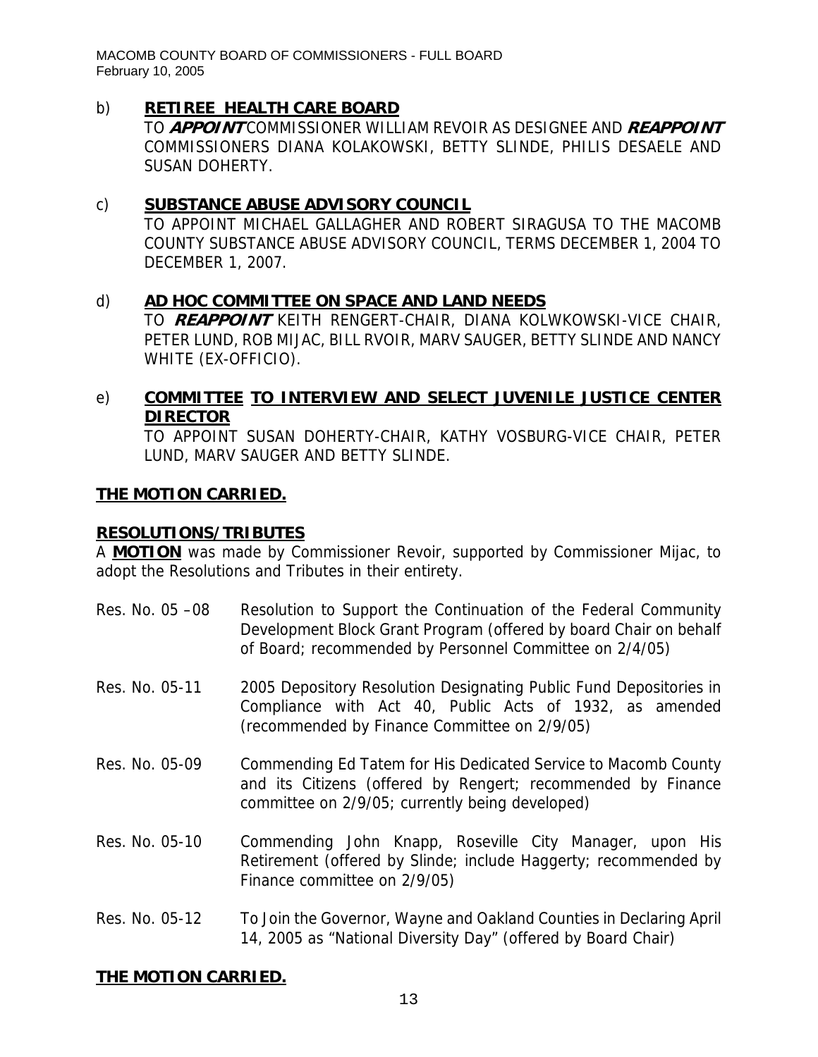b) **RETIREE HEALTH CARE BOARD**

TO ***APPOINT*** COMMISSIONER WILLIAM REVOIR AS DESIGNEE AND ***REAPPOINT*** COMMISSIONERS DIANA KOLAKOWSKI, BETTY SLINDE, PHILIS DESAELE AND SUSAN DOHERTY.

c) **SUBSTANCE ABUSE ADVISORY COUNCIL**

TO APPOINT MICHAEL GALLAGHER AND ROBERT SIRAGUSA TO THE MACOMB COUNTY SUBSTANCE ABUSE ADVISORY COUNCIL, TERMS DECEMBER 1, 2004 TO DECEMBER 1, 2007.

d) **AD HOC COMMITTEE ON SPACE AND LAND NEEDS**

TO ***REAPPOINT*** KEITH RENGERT-CHAIR, DIANA KOLWKOWSKI-VICE CHAIR, PETER LUND, ROB MIJAC, BILL RVOIR, MARV SAUGER, BETTY SLINDE AND NANCY WHITE (EX-OFFICIO).

e) **COMMITTEE TO INTERVIEW AND SELECT JUVENILE JUSTICE CENTER DIRECTOR**

TO APPOINT SUSAN DOHERTY-CHAIR, KATHY VOSBURG-VICE CHAIR, PETER LUND, MARV SAUGER AND BETTY SLINDE.

**THE MOTION CARRIED.**

**RESOLUTIONS/TRIBUTES**

A **MOTION** was made by Commissioner Revoir, supported by Commissioner Mijac, to adopt the Resolutions and Tributes in their entirety.

Res. No. 05 –08 Resolution to Support the Continuation of the Federal Community Development Block Grant Program (offered by board Chair on behalf of Board; recommended by Personnel Committee on 2/4/05)

Res. No. 05-11 2005 Depository Resolution Designating Public Fund Depositories in Compliance with Act 40, Public Acts of 1932, as amended (recommended by Finance Committee on 2/9/05)

Res. No. 05-09 Commending Ed Tatem for His Dedicated Service to Macomb County and its Citizens (offered by Rengert; recommended by Finance committee on 2/9/05; currently being developed)

Res. No. 05-10 Commending John Knapp, Roseville City Manager, upon His Retirement (offered by Slinde; include Haggerty; recommended by Finance committee on 2/9/05)

Res. No. 05-12 To Join the Governor, Wayne and Oakland Counties in Declaring April 14, 2005 as "National Diversity Day" (offered by Board Chair)

**THE MOTION CARRIED.**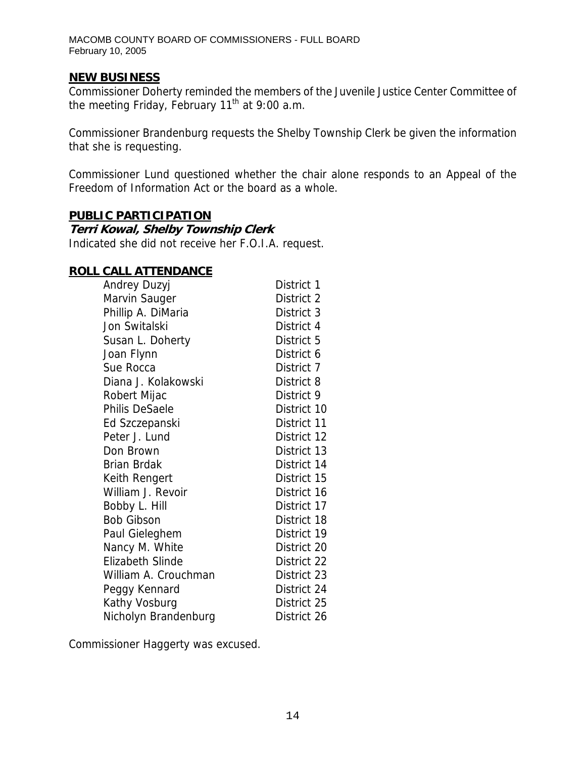## NEW BUSINESS

Commissioner Doherty reminded the members of the Juvenile Justice Center Committee of the meeting Friday, February 11th at 9:00 a.m.

Commissioner Brandenburg requests the Shelby Township Clerk be given the information that she is requesting.

Commissioner Lund questioned whether the chair alone responds to an Appeal of the Freedom of Information Act or the board as a whole.

## PUBLIC PARTICIPATION

***Terri Kowal, Shelby Township Clerk***

Indicated she did not receive her F.O.I.A. request.

## ROLL CALL ATTENDANCE

| | |
|---|---|
| Andrey Duzyj | District 1 |
| Marvin Sauger | District 2 |
| Phillip A. DiMaria | District 3 |
| Jon Switalski | District 4 |
| Susan L. Doherty | District 5 |
| Joan Flynn | District 6 |
| Sue Rocca | District 7 |
| Diana J. Kolakowski | District 8 |
| Robert Mijac | District 9 |
| Philis DeSaele | District 10 |
| Ed Szczepanski | District 11 |
| Peter J. Lund | District 12 |
| Don Brown | District 13 |
| Brian Brdak | District 14 |
| Keith Rengert | District 15 |
| William J. Revoir | District 16 |
| Bobby L. Hill | District 17 |
| Bob Gibson | District 18 |
| Paul Gieleghem | District 19 |
| Nancy M. White | District 20 |
| Elizabeth Slinde | District 22 |
| William A. Crouchman | District 23 |
| Peggy Kennard | District 24 |
| Kathy Vosburg | District 25 |
| Nicholyn Brandenburg | District 26 |

Commissioner Haggerty was excused.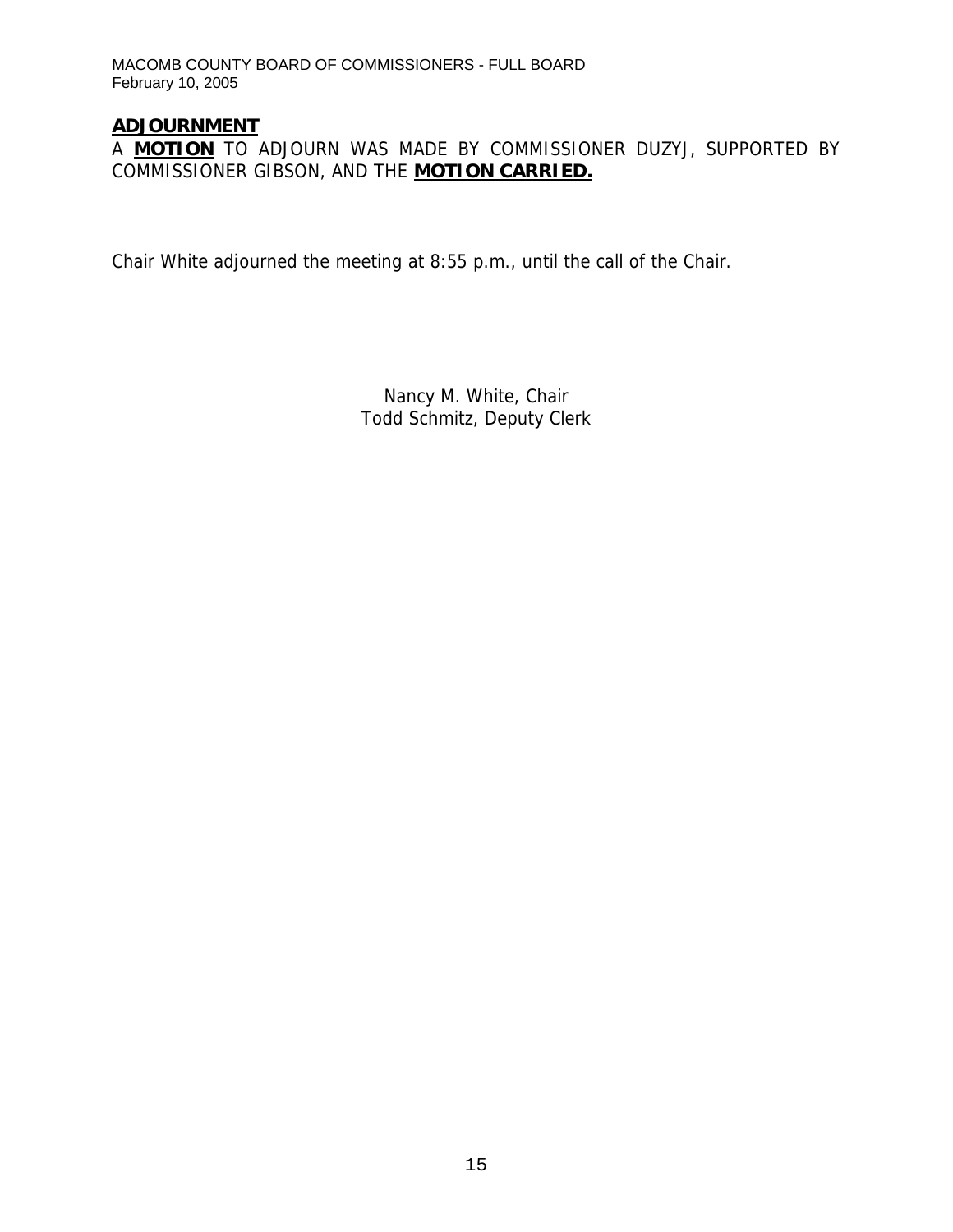## ADJOURNMENT

A **MOTION** TO ADJOURN WAS MADE BY COMMISSIONER DUZYJ, SUPPORTED BY COMMISSIONER GIBSON, AND THE **MOTION CARRIED.**

Chair White adjourned the meeting at 8:55 p.m., until the call of the Chair.

Nancy M. White, Chair
Todd Schmitz, Deputy Clerk